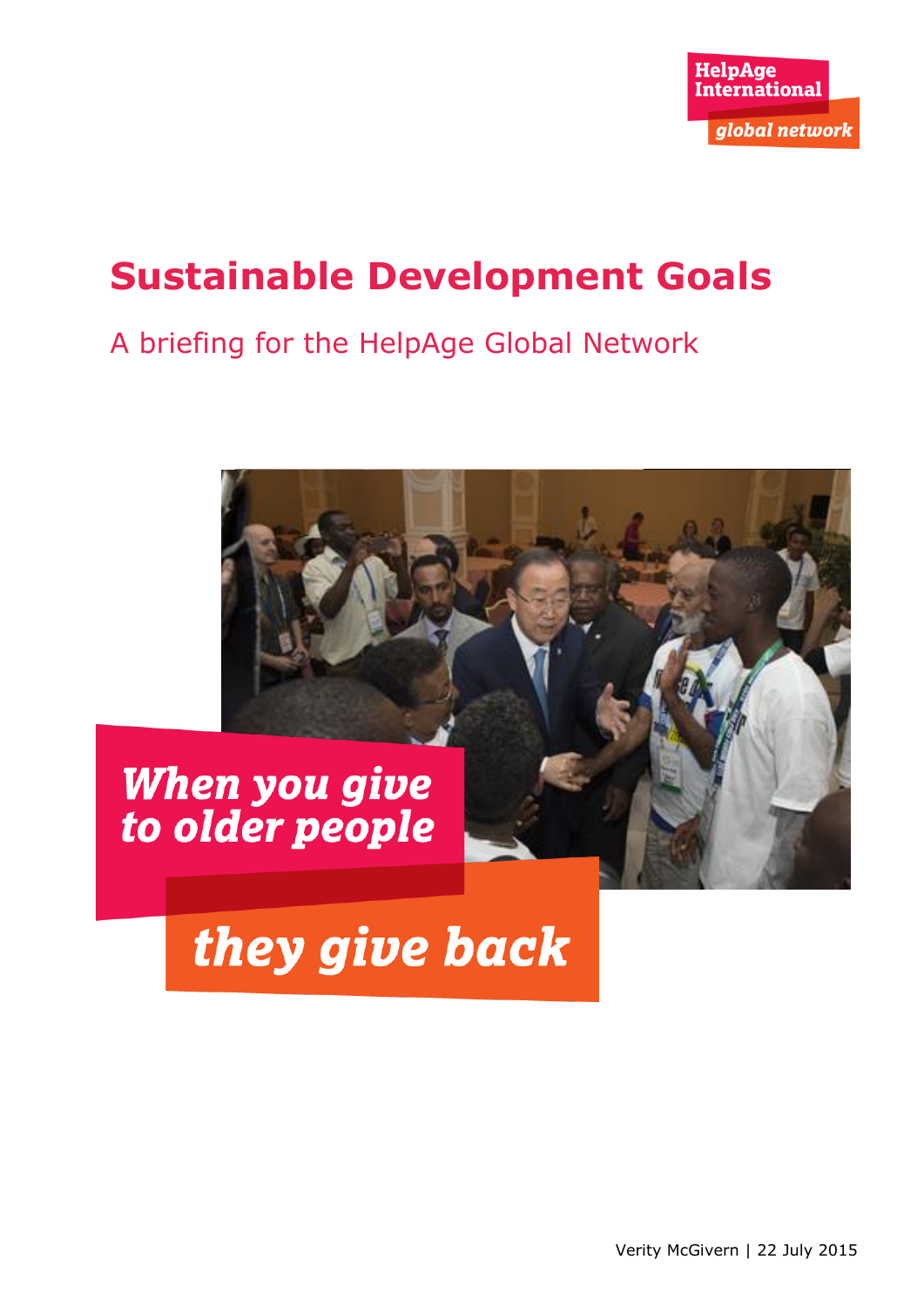HelpAge International
*global network*

# Sustainable Development Goals

A briefing for the HelpAge Global Network

*When you give to older people*

*they give back*

Verity McGivern | 22 July 2015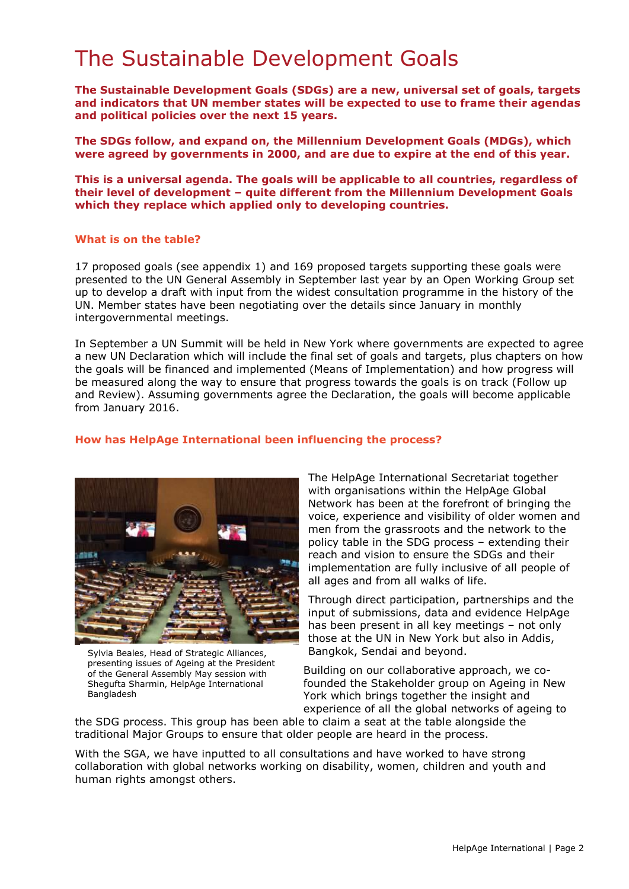# The Sustainable Development Goals

**The Sustainable Development Goals (SDGs) are a new, universal set of goals, targets and indicators that UN member states will be expected to use to frame their agendas and political policies over the next 15 years.**

**The SDGs follow, and expand on, the Millennium Development Goals (MDGs), which were agreed by governments in 2000, and are due to expire at the end of this year.**

**This is a universal agenda. The goals will be applicable to all countries, regardless of their level of development – quite different from the Millennium Development Goals which they replace which applied only to developing countries.**

### What is on the table?

17 proposed goals (see appendix 1) and 169 proposed targets supporting these goals were presented to the UN General Assembly in September last year by an Open Working Group set up to develop a draft with input from the widest consultation programme in the history of the UN. Member states have been negotiating over the details since January in monthly intergovernmental meetings.

In September a UN Summit will be held in New York where governments are expected to agree a new UN Declaration which will include the final set of goals and targets, plus chapters on how the goals will be financed and implemented (Means of Implementation) and how progress will be measured along the way to ensure that progress towards the goals is on track (Follow up and Review). Assuming governments agree the Declaration, the goals will become applicable from January 2016.

### How has HelpAge International been influencing the process?

Sylvia Beales, Head of Strategic Alliances, presenting issues of Ageing at the President of the General Assembly May session with Shegufta Sharmin, HelpAge International Bangladesh

The HelpAge International Secretariat together with organisations within the HelpAge Global Network has been at the forefront of bringing the voice, experience and visibility of older women and men from the grassroots and the network to the policy table in the SDG process – extending their reach and vision to ensure the SDGs and their implementation are fully inclusive of all people of all ages and from all walks of life.

Through direct participation, partnerships and the input of submissions, data and evidence HelpAge has been present in all key meetings – not only those at the UN in New York but also in Addis, Bangkok, Sendai and beyond.

Building on our collaborative approach, we co-founded the Stakeholder group on Ageing in New York which brings together the insight and experience of all the global networks of ageing to the SDG process. This group has been able to claim a seat at the table alongside the traditional Major Groups to ensure that older people are heard in the process.

With the SGA, we have inputted to all consultations and have worked to have strong collaboration with global networks working on disability, women, children and youth and human rights amongst others.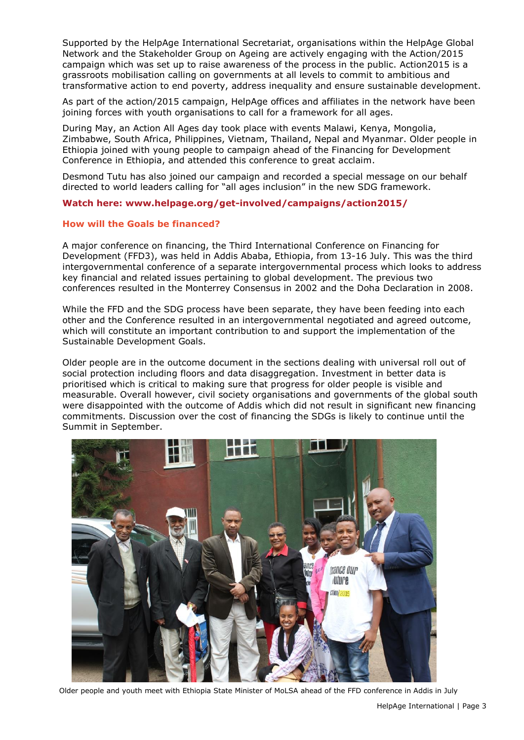Supported by the HelpAge International Secretariat, organisations within the HelpAge Global Network and the Stakeholder Group on Ageing are actively engaging with the Action/2015 campaign which was set up to raise awareness of the process in the public. Action2015 is a grassroots mobilisation calling on governments at all levels to commit to ambitious and transformative action to end poverty, address inequality and ensure sustainable development.

As part of the action/2015 campaign, HelpAge offices and affiliates in the network have been joining forces with youth organisations to call for a framework for all ages.

During May, an Action All Ages day took place with events Malawi, Kenya, Mongolia, Zimbabwe, South Africa, Philippines, Vietnam, Thailand, Nepal and Myanmar. Older people in Ethiopia joined with young people to campaign ahead of the Financing for Development Conference in Ethiopia, and attended this conference to great acclaim.

Desmond Tutu has also joined our campaign and recorded a special message on our behalf directed to world leaders calling for "all ages inclusion" in the new SDG framework.

**Watch here: www.helpage.org/get-involved/campaigns/action2015/**

## How will the Goals be financed?

A major conference on financing, the Third International Conference on Financing for Development (FFD3), was held in Addis Ababa, Ethiopia, from 13-16 July. This was the third intergovernmental conference of a separate intergovernmental process which looks to address key financial and related issues pertaining to global development. The previous two conferences resulted in the Monterrey Consensus in 2002 and the Doha Declaration in 2008.

While the FFD and the SDG process have been separate, they have been feeding into each other and the Conference resulted in an intergovernmental negotiated and agreed outcome, which will constitute an important contribution to and support the implementation of the Sustainable Development Goals.

Older people are in the outcome document in the sections dealing with universal roll out of social protection including floors and data disaggregation. Investment in better data is prioritised which is critical to making sure that progress for older people is visible and measurable. Overall however, civil society organisations and governments of the global south were disappointed with the outcome of Addis which did not result in significant new financing commitments. Discussion over the cost of financing the SDGs is likely to continue until the Summit in September.

Older people and youth meet with Ethiopia State Minister of MoLSA ahead of the FFD conference in Addis in July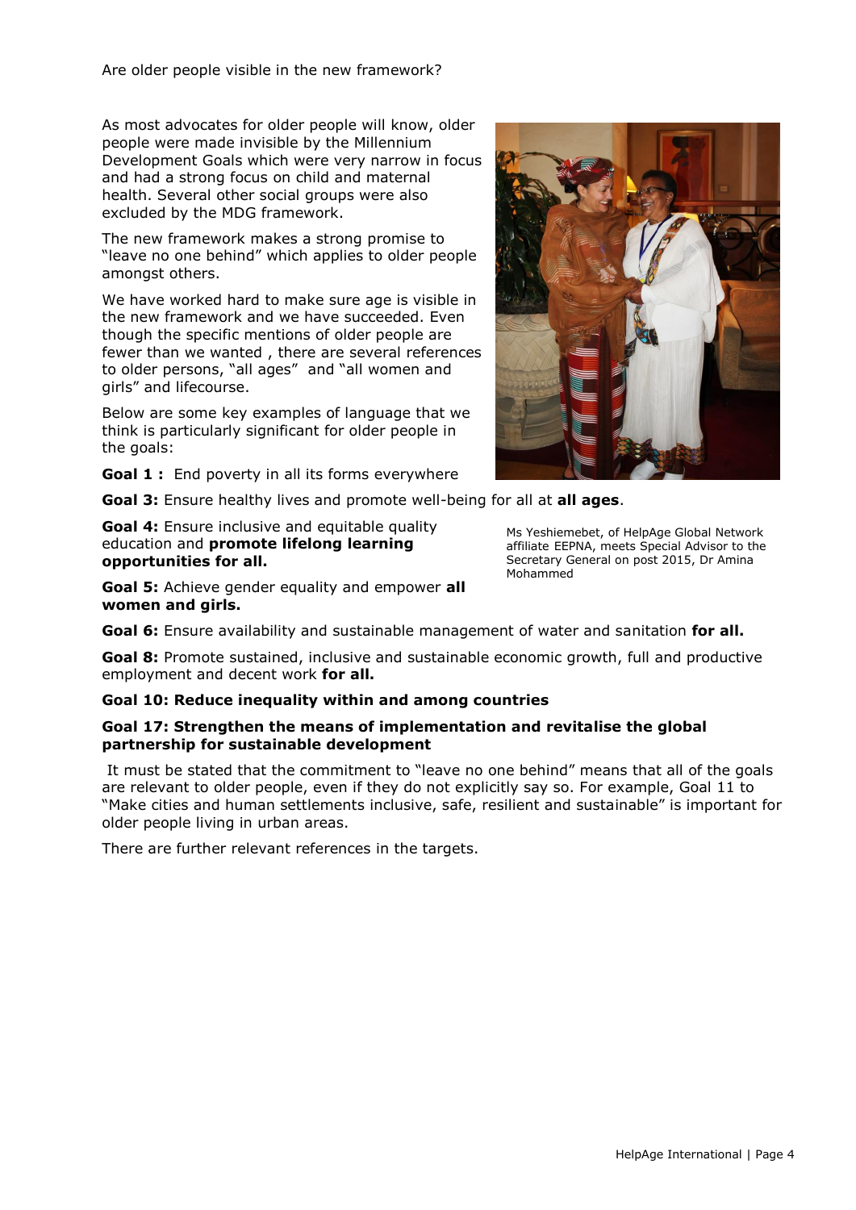Are older people visible in the new framework?

As most advocates for older people will know, older people were made invisible by the Millennium Development Goals which were very narrow in focus and had a strong focus on child and maternal health. Several other social groups were also excluded by the MDG framework.

The new framework makes a strong promise to "leave no one behind" which applies to older people amongst others.

We have worked hard to make sure age is visible in the new framework and we have succeeded. Even though the specific mentions of older people are fewer than we wanted , there are several references to older persons, "all ages" and "all women and girls" and lifecourse.

Below are some key examples of language that we think is particularly significant for older people in the goals:

**Goal 1 :** End poverty in all its forms everywhere

**Goal 3:** Ensure healthy lives and promote well-being for all at **all ages**.

**Goal 4:** Ensure inclusive and equitable quality education and **promote lifelong learning opportunities for all.**

**Goal 5:** Achieve gender equality and empower **all women and girls.**

**Goal 6:** Ensure availability and sustainable management of water and sanitation **for all.**

**Goal 8:** Promote sustained, inclusive and sustainable economic growth, full and productive employment and decent work **for all.**

**Goal 10: Reduce inequality within and among countries**

**Goal 17: Strengthen the means of implementation and revitalise the global partnership for sustainable development**

Ms Yeshiemebet, of HelpAge Global Network affiliate EEPNA, meets Special Advisor to the Secretary General on post 2015, Dr Amina Mohammed

It must be stated that the commitment to "leave no one behind" means that all of the goals are relevant to older people, even if they do not explicitly say so. For example, Goal 11 to "Make cities and human settlements inclusive, safe, resilient and sustainable" is important for older people living in urban areas.

There are further relevant references in the targets.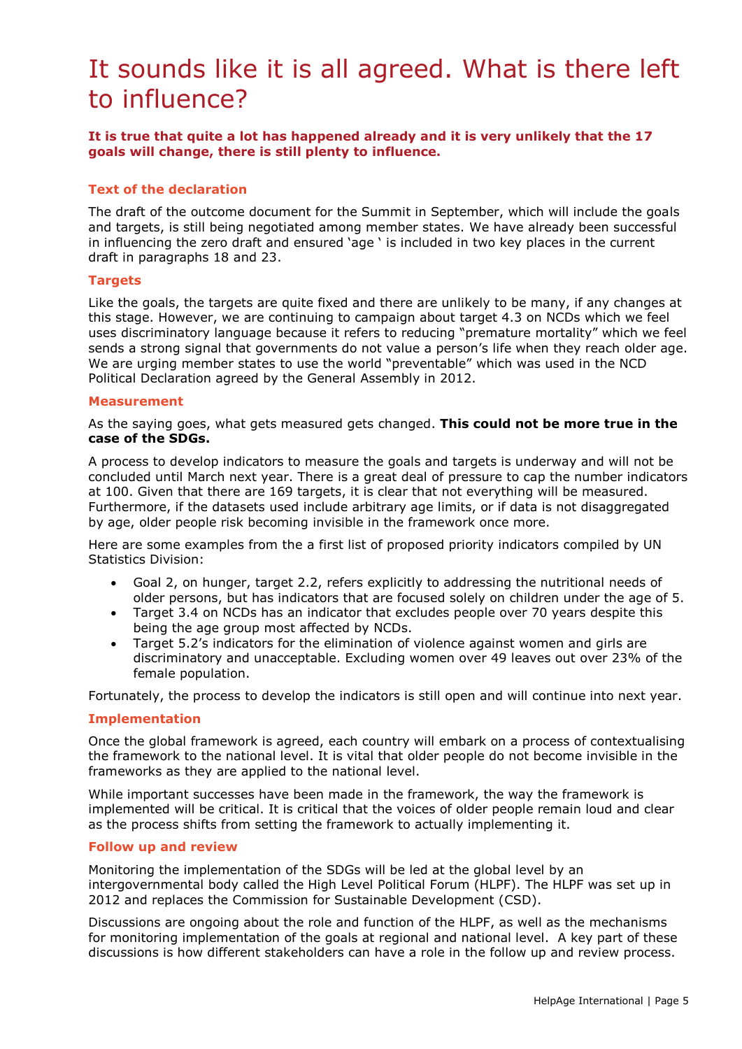# It sounds like it is all agreed. What is there left to influence?

**It is true that quite a lot has happened already and it is very unlikely that the 17 goals will change, there is still plenty to influence.**

### Text of the declaration

The draft of the outcome document for the Summit in September, which will include the goals and targets, is still being negotiated among member states. We have already been successful in influencing the zero draft and ensured 'age ' is included in two key places in the current draft in paragraphs 18 and 23.

### Targets

Like the goals, the targets are quite fixed and there are unlikely to be many, if any changes at this stage. However, we are continuing to campaign about target 4.3 on NCDs which we feel uses discriminatory language because it refers to reducing "premature mortality" which we feel sends a strong signal that governments do not value a person's life when they reach older age. We are urging member states to use the world "preventable" which was used in the NCD Political Declaration agreed by the General Assembly in 2012.

### Measurement

As the saying goes, what gets measured gets changed. **This could not be more true in the case of the SDGs.**

A process to develop indicators to measure the goals and targets is underway and will not be concluded until March next year. There is a great deal of pressure to cap the number indicators at 100. Given that there are 169 targets, it is clear that not everything will be measured. Furthermore, if the datasets used include arbitrary age limits, or if data is not disaggregated by age, older people risk becoming invisible in the framework once more.

Here are some examples from the a first list of proposed priority indicators compiled by UN Statistics Division:

- Goal 2, on hunger, target 2.2, refers explicitly to addressing the nutritional needs of older persons, but has indicators that are focused solely on children under the age of 5.
- Target 3.4 on NCDs has an indicator that excludes people over 70 years despite this being the age group most affected by NCDs.
- Target 5.2's indicators for the elimination of violence against women and girls are discriminatory and unacceptable. Excluding women over 49 leaves out over 23% of the female population.

Fortunately, the process to develop the indicators is still open and will continue into next year.

### Implementation

Once the global framework is agreed, each country will embark on a process of contextualising the framework to the national level. It is vital that older people do not become invisible in the frameworks as they are applied to the national level.

While important successes have been made in the framework, the way the framework is implemented will be critical. It is critical that the voices of older people remain loud and clear as the process shifts from setting the framework to actually implementing it.

### Follow up and review

Monitoring the implementation of the SDGs will be led at the global level by an intergovernmental body called the High Level Political Forum (HLPF). The HLPF was set up in 2012 and replaces the Commission for Sustainable Development (CSD).

Discussions are ongoing about the role and function of the HLPF, as well as the mechanisms for monitoring implementation of the goals at regional and national level. A key part of these discussions is how different stakeholders can have a role in the follow up and review process.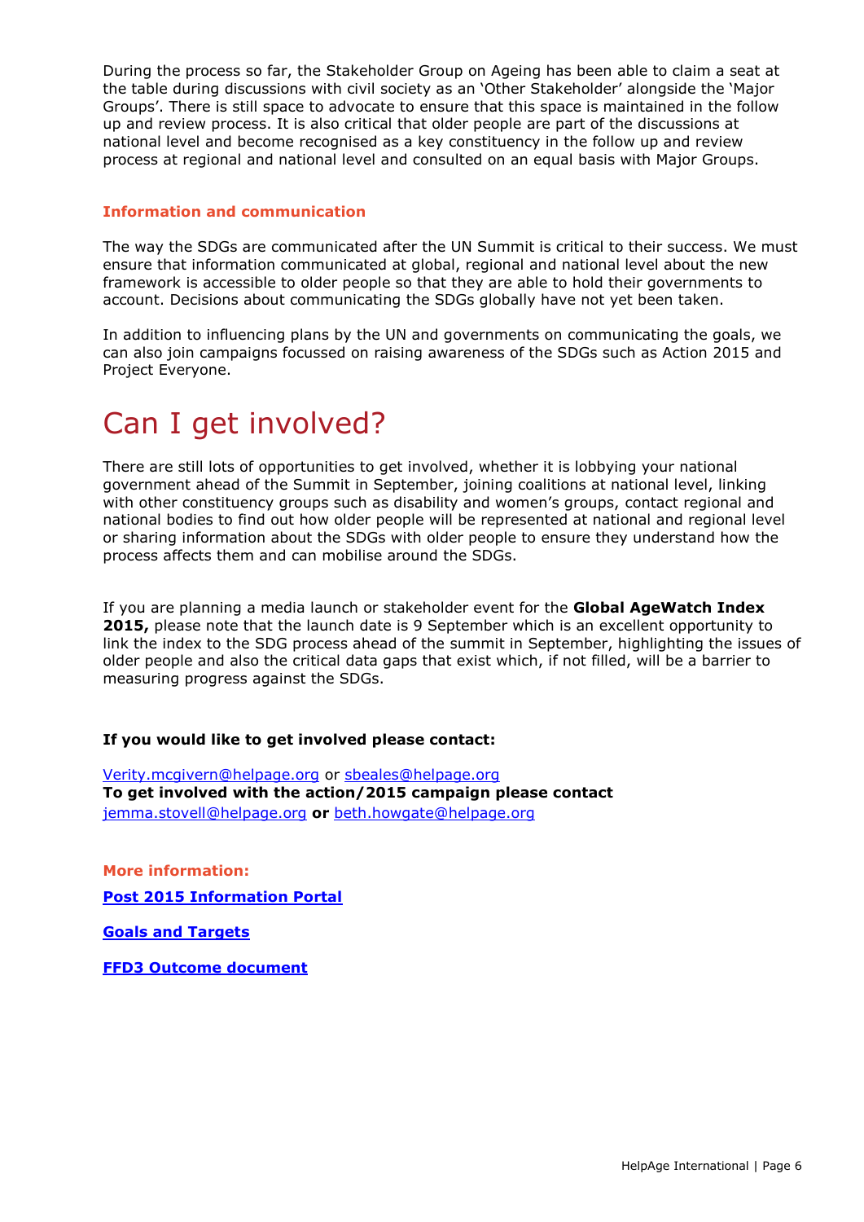During the process so far, the Stakeholder Group on Ageing has been able to claim a seat at the table during discussions with civil society as an 'Other Stakeholder' alongside the 'Major Groups'. There is still space to advocate to ensure that this space is maintained in the follow up and review process. It is also critical that older people are part of the discussions at national level and become recognised as a key constituency in the follow up and review process at regional and national level and consulted on an equal basis with Major Groups.

### Information and communication

The way the SDGs are communicated after the UN Summit is critical to their success. We must ensure that information communicated at global, regional and national level about the new framework is accessible to older people so that they are able to hold their governments to account. Decisions about communicating the SDGs globally have not yet been taken.

In addition to influencing plans by the UN and governments on communicating the goals, we can also join campaigns focussed on raising awareness of the SDGs such as Action 2015 and Project Everyone.

# Can I get involved?

There are still lots of opportunities to get involved, whether it is lobbying your national government ahead of the Summit in September, joining coalitions at national level, linking with other constituency groups such as disability and women's groups, contact regional and national bodies to find out how older people will be represented at national and regional level or sharing information about the SDGs with older people to ensure they understand how the process affects them and can mobilise around the SDGs.

If you are planning a media launch or stakeholder event for the **Global AgeWatch Index 2015,** please note that the launch date is 9 September which is an excellent opportunity to link the index to the SDG process ahead of the summit in September, highlighting the issues of older people and also the critical data gaps that exist which, if not filled, will be a barrier to measuring progress against the SDGs.

**If you would like to get involved please contact:**

Verity.mcgivern@helpage.org or sbeales@helpage.org
**To get involved with the action/2015 campaign please contact**
jemma.stovell@helpage.org **or** beth.howgate@helpage.org

### More information:

**Post 2015 Information Portal**

**Goals and Targets**

**FFD3 Outcome document**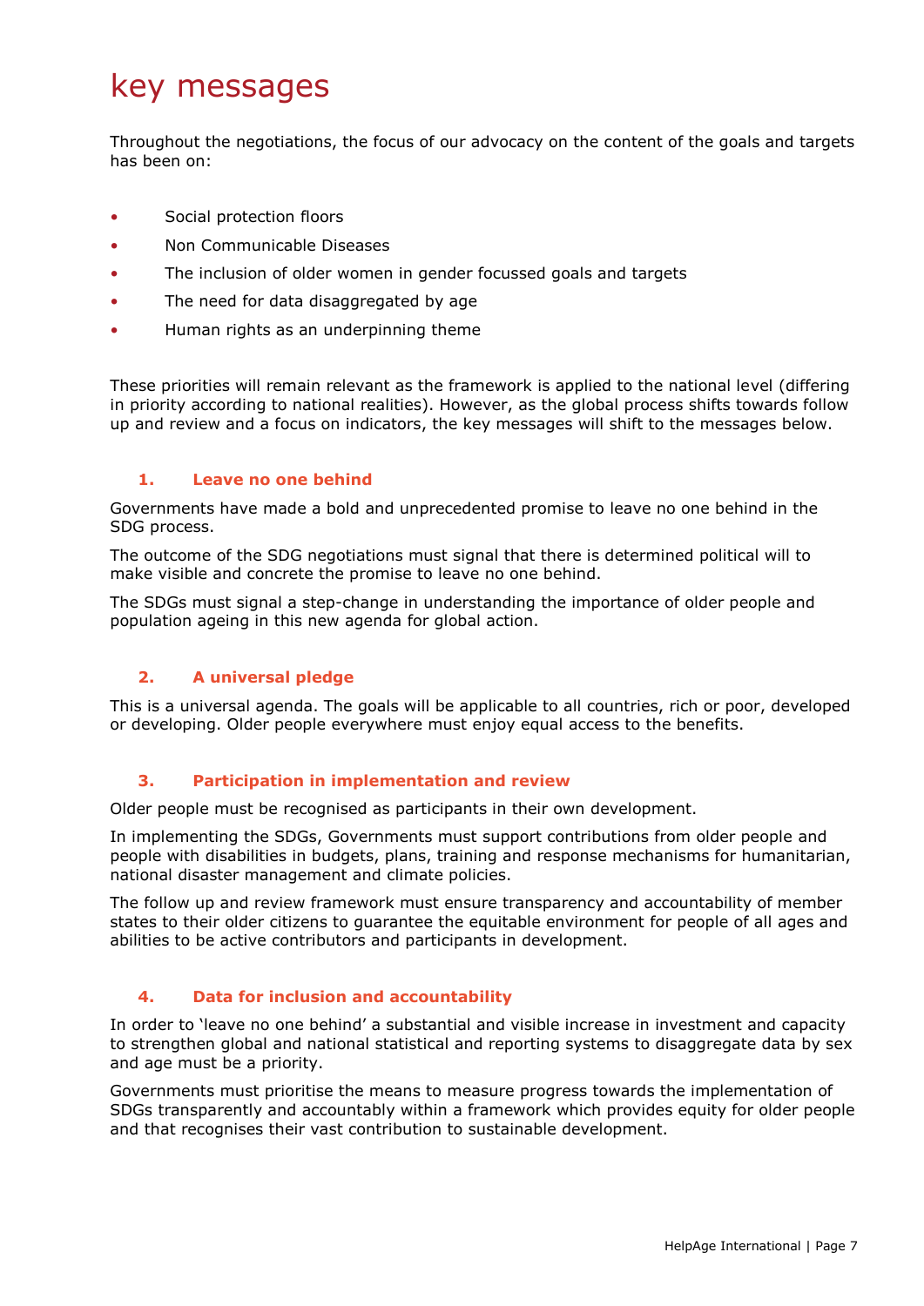# key messages

Throughout the negotiations, the focus of our advocacy on the content of the goals and targets has been on:

- Social protection floors
- Non Communicable Diseases
- The inclusion of older women in gender focussed goals and targets
- The need for data disaggregated by age
- Human rights as an underpinning theme

These priorities will remain relevant as the framework is applied to the national level (differing in priority according to national realities). However, as the global process shifts towards follow up and review and a focus on indicators, the key messages will shift to the messages below.

### 1. Leave no one behind

Governments have made a bold and unprecedented promise to leave no one behind in the SDG process.

The outcome of the SDG negotiations must signal that there is determined political will to make visible and concrete the promise to leave no one behind.

The SDGs must signal a step-change in understanding the importance of older people and population ageing in this new agenda for global action.

### 2. A universal pledge

This is a universal agenda. The goals will be applicable to all countries, rich or poor, developed or developing. Older people everywhere must enjoy equal access to the benefits.

### 3. Participation in implementation and review

Older people must be recognised as participants in their own development.

In implementing the SDGs, Governments must support contributions from older people and people with disabilities in budgets, plans, training and response mechanisms for humanitarian, national disaster management and climate policies.

The follow up and review framework must ensure transparency and accountability of member states to their older citizens to guarantee the equitable environment for people of all ages and abilities to be active contributors and participants in development.

### 4. Data for inclusion and accountability

In order to 'leave no one behind' a substantial and visible increase in investment and capacity to strengthen global and national statistical and reporting systems to disaggregate data by sex and age must be a priority.

Governments must prioritise the means to measure progress towards the implementation of SDGs transparently and accountably within a framework which provides equity for older people and that recognises their vast contribution to sustainable development.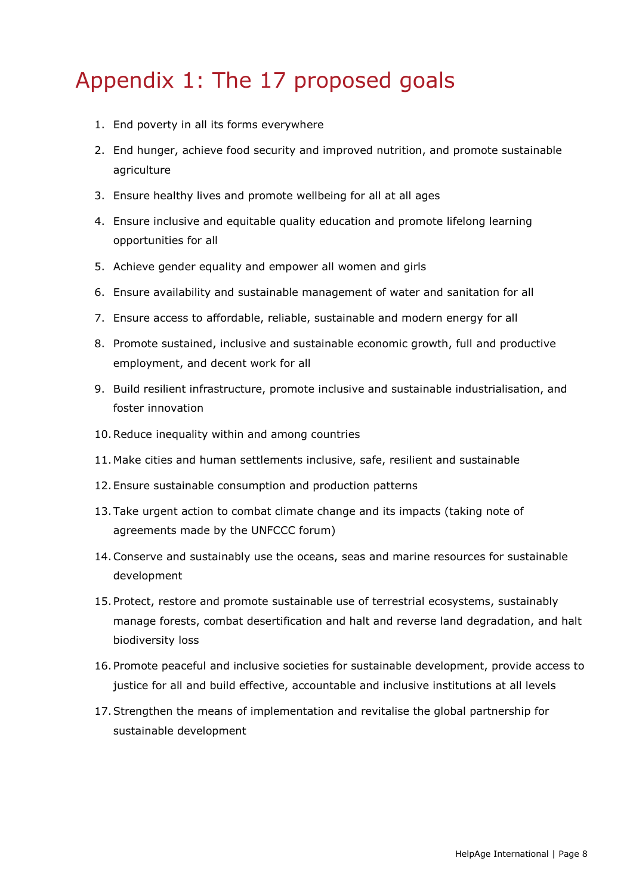# Appendix 1: The 17 proposed goals

1. End poverty in all its forms everywhere
2. End hunger, achieve food security and improved nutrition, and promote sustainable agriculture
3. Ensure healthy lives and promote wellbeing for all at all ages
4. Ensure inclusive and equitable quality education and promote lifelong learning opportunities for all
5. Achieve gender equality and empower all women and girls
6. Ensure availability and sustainable management of water and sanitation for all
7. Ensure access to affordable, reliable, sustainable and modern energy for all
8. Promote sustained, inclusive and sustainable economic growth, full and productive employment, and decent work for all
9. Build resilient infrastructure, promote inclusive and sustainable industrialisation, and foster innovation
10. Reduce inequality within and among countries
11. Make cities and human settlements inclusive, safe, resilient and sustainable
12. Ensure sustainable consumption and production patterns
13. Take urgent action to combat climate change and its impacts (taking note of agreements made by the UNFCCC forum)
14. Conserve and sustainably use the oceans, seas and marine resources for sustainable development
15. Protect, restore and promote sustainable use of terrestrial ecosystems, sustainably manage forests, combat desertification and halt and reverse land degradation, and halt biodiversity loss
16. Promote peaceful and inclusive societies for sustainable development, provide access to justice for all and build effective, accountable and inclusive institutions at all levels
17. Strengthen the means of implementation and revitalise the global partnership for sustainable development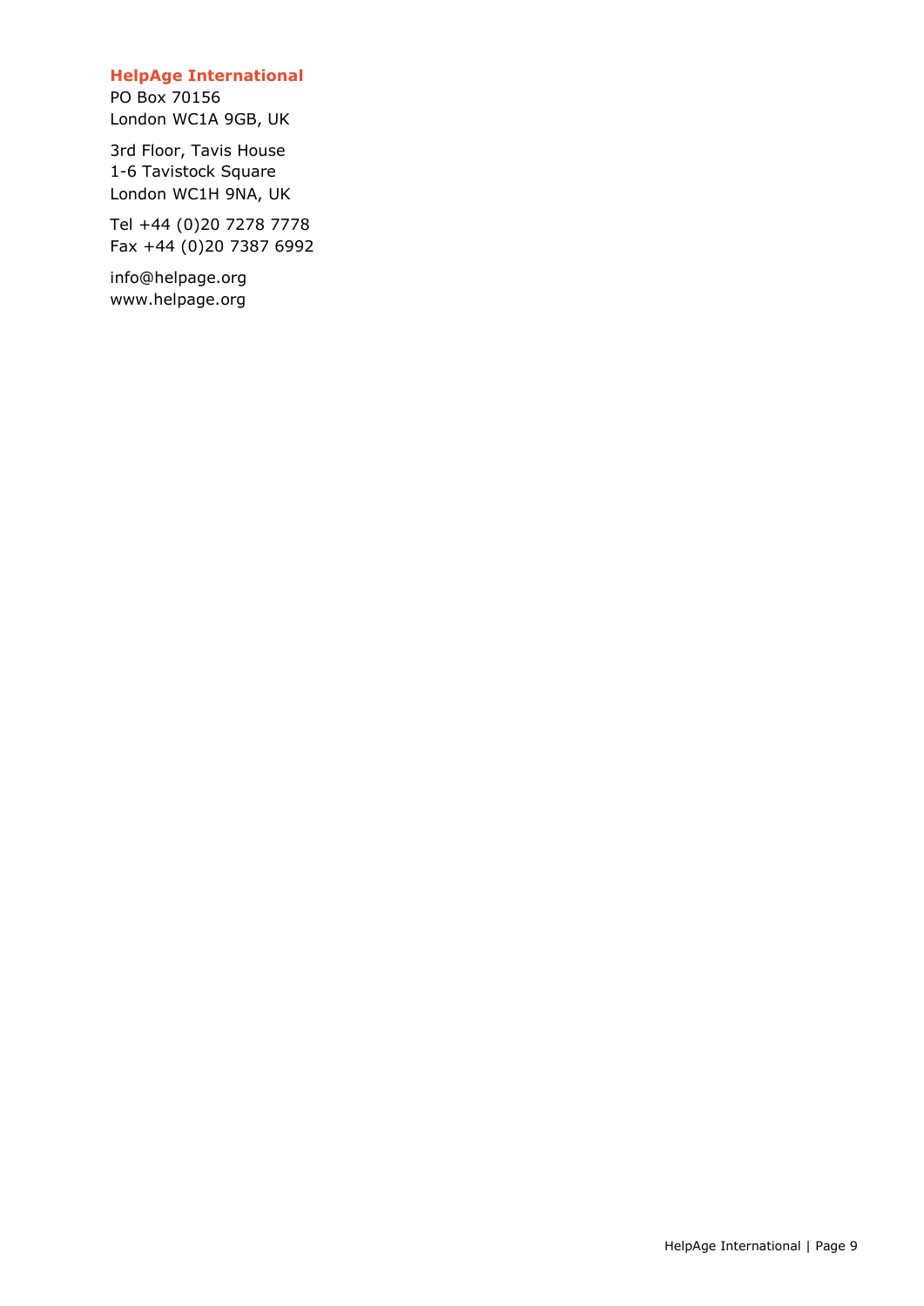**HelpAge International**
PO Box 70156
London WC1A 9GB, UK

3rd Floor, Tavis House
1-6 Tavistock Square
London WC1H 9NA, UK

Tel +44 (0)20 7278 7778
Fax +44 (0)20 7387 6992

info@helpage.org
www.helpage.org